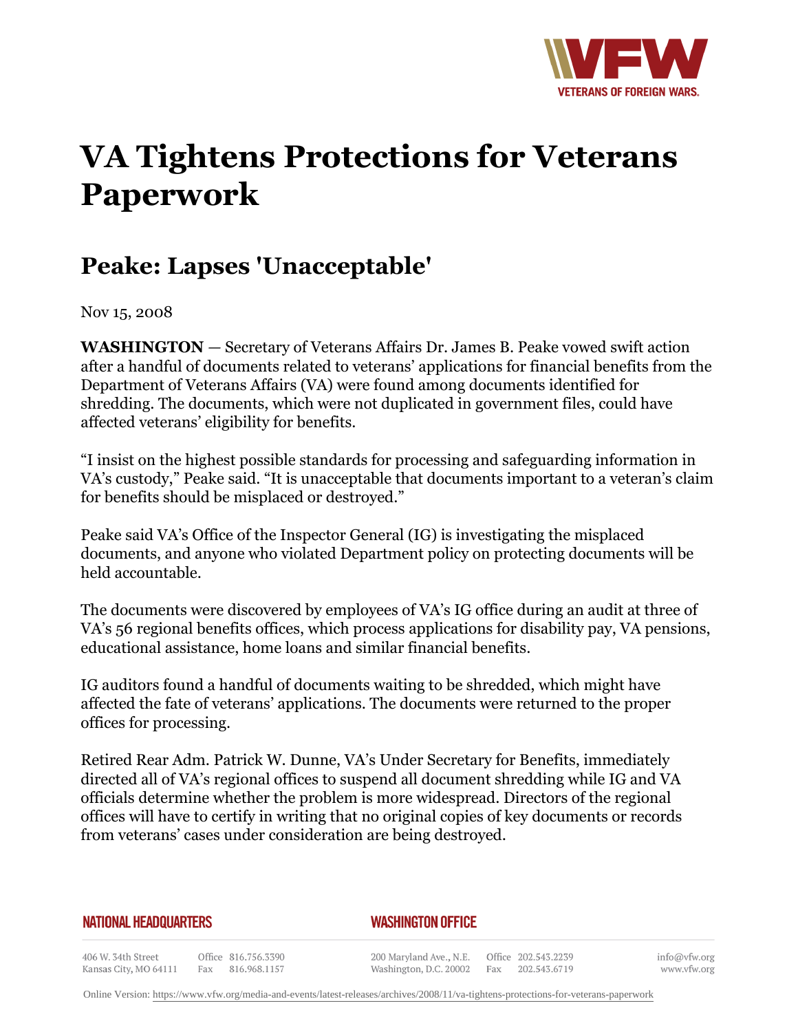# VA Tightens Protections for Veterans Paperwork

## Peake: Lapses 'Unacceptable'

Nov 15, 2008

**WASHINGTON** — Secretary of Veterans Affairs Dr. James B. Peake vowed swift action after a handful of documents related to veterans' applications for financial benefits from the Department of Veterans Affairs (VA) were found among documents identified for shredding. The documents, which were not duplicated in government files, could have affected veterans' eligibility for benefits.

"I insist on the highest possible standards for processing and safeguarding information in VA's custody," Peake said. "It is unacceptable that documents important to a veteran's claim for benefits should be misplaced or destroyed."

Peake said VA's Office of the Inspector General (IG) is investigating the misplaced documents, and anyone who violated Department policy on protecting documents will be held accountable.

The documents were discovered by employees of VA's IG office during an audit at three of VA's 56 regional benefits offices, which process applications for disability pay, VA pensions, educational assistance, home loans and similar financial benefits.

IG auditors found a handful of documents waiting to be shredded, which might have affected the fate of veterans' applications. The documents were returned to the proper offices for processing.

Retired Rear Adm. Patrick W. Dunne, VA's Under Secretary for Benefits, immediately directed all of VA's regional offices to suspend all document shredding while IG and VA officials determine whether the problem is more widespread. Directors of the regional offices will have to certify in writing that no original copies of key documents or records from veterans' cases under consideration are being destroyed.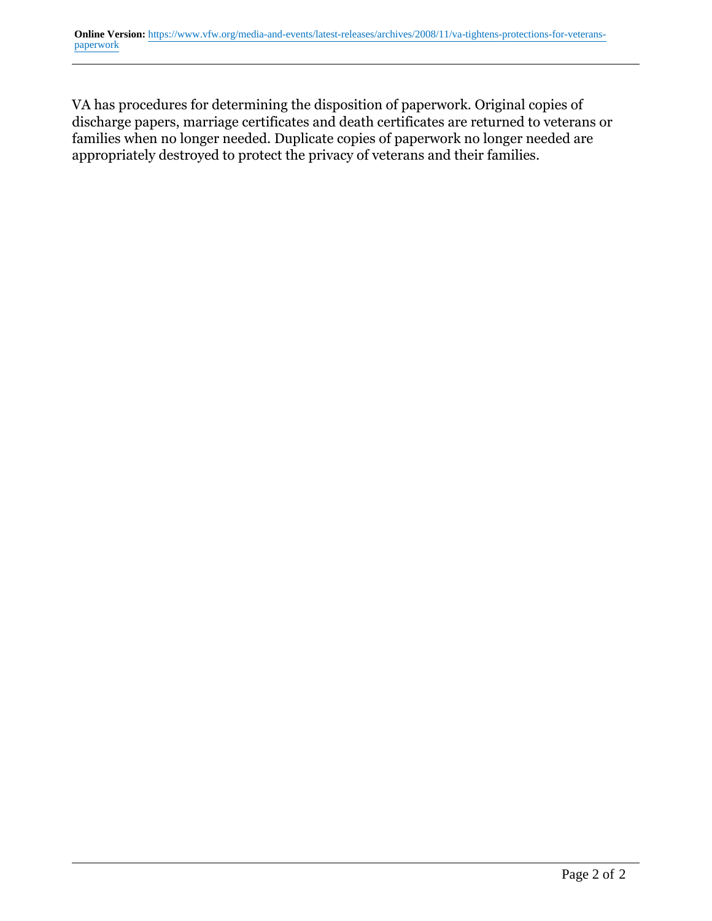VA has procedures for determining the disposition of paperwork. Original copies of discharge papers, marriage certificates and death certificates are returned to veterans or families when no longer needed. Duplicate copies of paperwork no longer needed are appropriately destroyed to protect the privacy of veterans and their families.